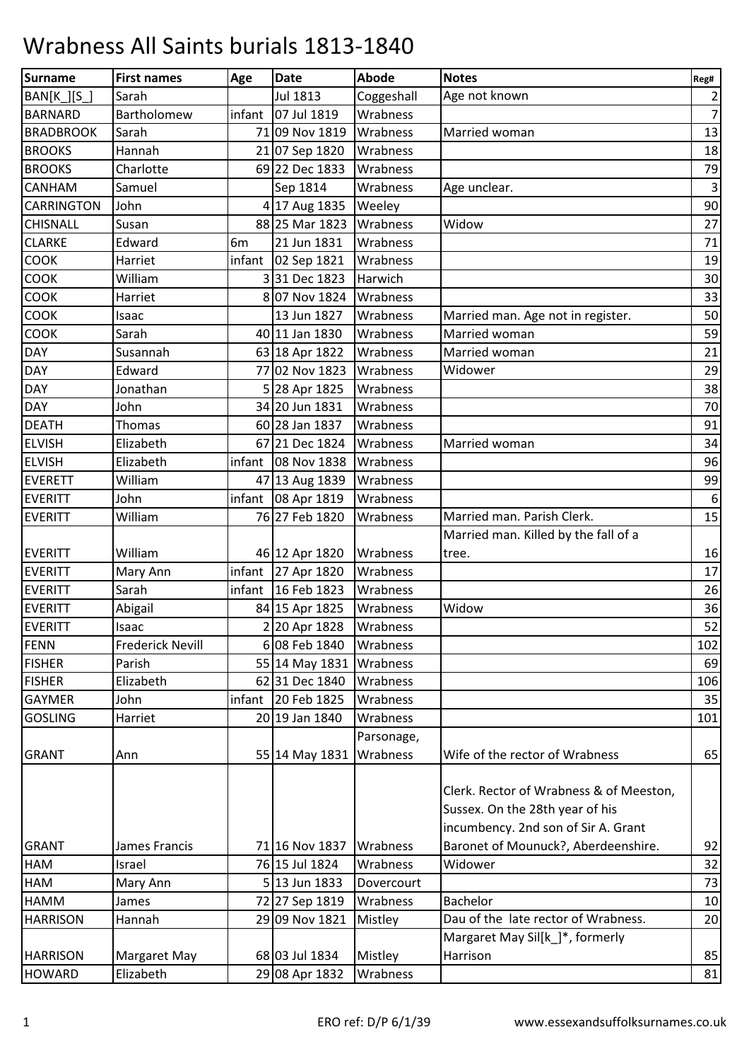# Wrabness All Saints burials 1813-1840

| Surname | First names | Age | Date | Abode | Notes | Reg# |
|---|---|---|---|---|---|---|
| BAN[K_][S_] | Sarah | | Jul 1813 | Coggeshall | Age not known | 2 |
| BARNARD | Bartholomew | infant | 07 Jul 1819 | Wrabness | | 7 |
| BRADBROOK | Sarah | 71 | 09 Nov 1819 | Wrabness | Married woman | 13 |
| BROOKS | Hannah | 21 | 07 Sep 1820 | Wrabness | | 18 |
| BROOKS | Charlotte | 69 | 22 Dec 1833 | Wrabness | | 79 |
| CANHAM | Samuel | | Sep 1814 | Wrabness | Age unclear. | 3 |
| CARRINGTON | John | 4 | 17 Aug 1835 | Weeley | | 90 |
| CHISNALL | Susan | 88 | 25 Mar 1823 | Wrabness | Widow | 27 |
| CLARKE | Edward | 6m | 21 Jun 1831 | Wrabness | | 71 |
| COOK | Harriet | infant | 02 Sep 1821 | Wrabness | | 19 |
| COOK | William | 3 | 31 Dec 1823 | Harwich | | 30 |
| COOK | Harriet | 8 | 07 Nov 1824 | Wrabness | | 33 |
| COOK | Isaac | | 13 Jun 1827 | Wrabness | Married man. Age not in register. | 50 |
| COOK | Sarah | 40 | 11 Jan 1830 | Wrabness | Married woman | 59 |
| DAY | Susannah | 63 | 18 Apr 1822 | Wrabness | Married woman | 21 |
| DAY | Edward | 77 | 02 Nov 1823 | Wrabness | Widower | 29 |
| DAY | Jonathan | 5 | 28 Apr 1825 | Wrabness | | 38 |
| DAY | John | 34 | 20 Jun 1831 | Wrabness | | 70 |
| DEATH | Thomas | 60 | 28 Jan 1837 | Wrabness | | 91 |
| ELVISH | Elizabeth | 67 | 21 Dec 1824 | Wrabness | Married woman | 34 |
| ELVISH | Elizabeth | infant | 08 Nov 1838 | Wrabness | | 96 |
| EVERETT | William | 47 | 13 Aug 1839 | Wrabness | | 99 |
| EVERITT | John | infant | 08 Apr 1819 | Wrabness | | 6 |
| EVERITT | William | 76 | 27 Feb 1820 | Wrabness | Married man. Parish Clerk. | 15 |
| EVERITT | William | 46 | 12 Apr 1820 | Wrabness | Married man. Killed by the fall of a tree. | 16 |
| EVERITT | Mary Ann | infant | 27 Apr 1820 | Wrabness | | 17 |
| EVERITT | Sarah | infant | 16 Feb 1823 | Wrabness | | 26 |
| EVERITT | Abigail | 84 | 15 Apr 1825 | Wrabness | Widow | 36 |
| EVERITT | Isaac | 2 | 20 Apr 1828 | Wrabness | | 52 |
| FENN | Frederick Nevill | 6 | 08 Feb 1840 | Wrabness | | 102 |
| FISHER | Parish | 55 | 14 May 1831 | Wrabness | | 69 |
| FISHER | Elizabeth | 62 | 31 Dec 1840 | Wrabness | | 106 |
| GAYMER | John | infant | 20 Feb 1825 | Wrabness | | 35 |
| GOSLING | Harriet | 20 | 19 Jan 1840 | Wrabness | | 101 |
| GRANT | Ann | 55 | 14 May 1831 | Parsonage, Wrabness | Wife of the rector of Wrabness | 65 |
| GRANT | James Francis | 71 | 16 Nov 1837 | Wrabness | Clerk. Rector of Wrabness & of Meeston, Sussex. On the 28th year of his incumbency. 2nd son of Sir A. Grant Baronet of Mounuck?, Aberdeenshire. | 92 |
| HAM | Israel | 76 | 15 Jul 1824 | Wrabness | Widower | 32 |
| HAM | Mary Ann | 5 | 13 Jun 1833 | Dovercourt | | 73 |
| HAMM | James | 72 | 27 Sep 1819 | Wrabness | Bachelor | 10 |
| HARRISON | Hannah | 29 | 09 Nov 1821 | Mistley | Dau of the late rector of Wrabness. | 20 |
| HARRISON | Margaret May | 68 | 03 Jul 1834 | Mistley | Margaret May Sil[k_]*, formerly Harrison | 85 |
| HOWARD | Elizabeth | 29 | 08 Apr 1832 | Wrabness | | 81 |

ERO ref: D/P 6/1/39 www.essexandsuffolksurnames.co.uk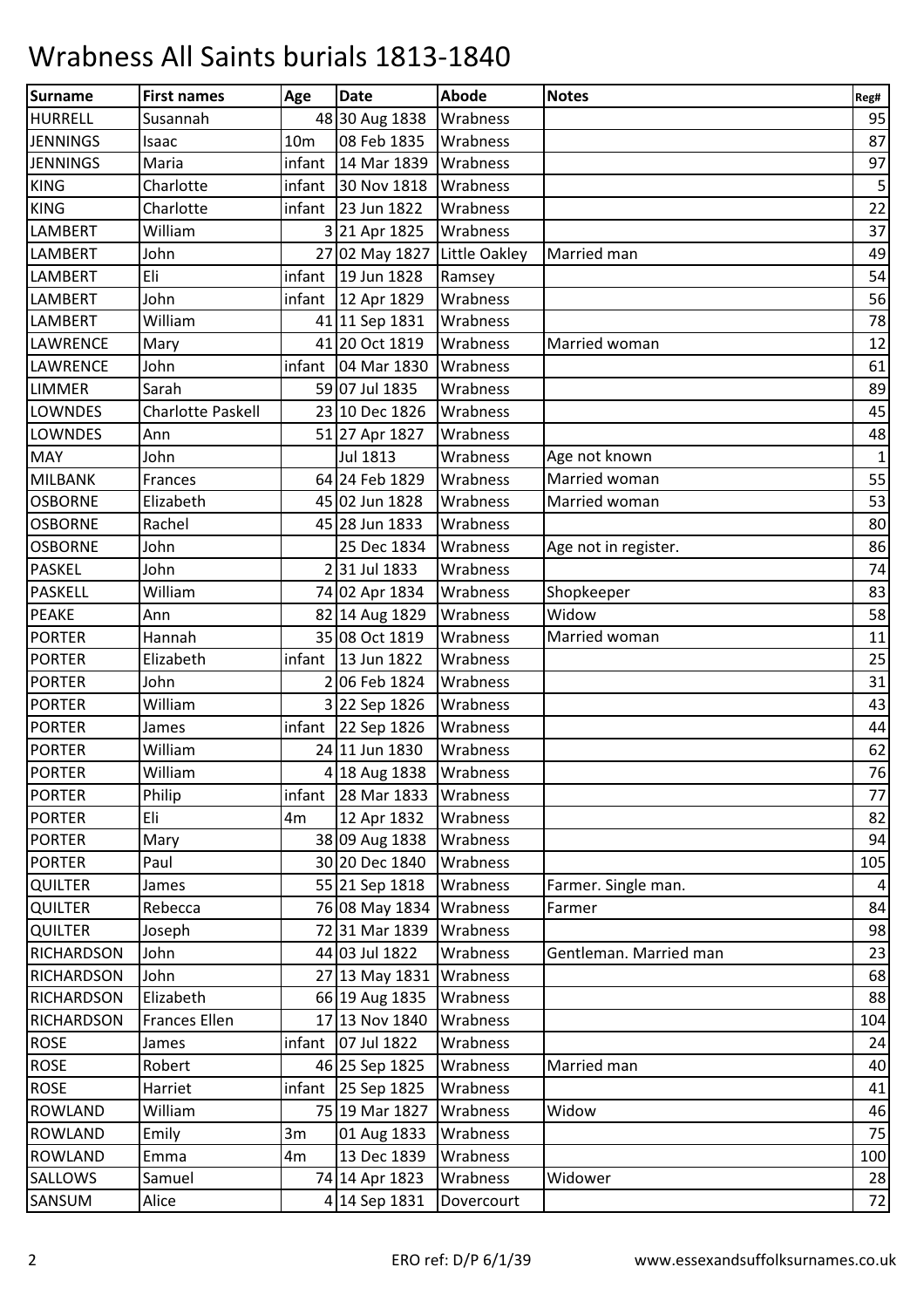# Wrabness All Saints burials 1813-1840

| Surname | First names | Age | Date | Abode | Notes | Reg# |
|---|---|---|---|---|---|---|
| HURRELL | Susannah | 48 | 30 Aug 1838 | Wrabness | | 95 |
| JENNINGS | Isaac | 10m | 08 Feb 1835 | Wrabness | | 87 |
| JENNINGS | Maria | infant | 14 Mar 1839 | Wrabness | | 97 |
| KING | Charlotte | infant | 30 Nov 1818 | Wrabness | | 5 |
| KING | Charlotte | infant | 23 Jun 1822 | Wrabness | | 22 |
| LAMBERT | William | 3 | 21 Apr 1825 | Wrabness | | 37 |
| LAMBERT | John | 27 | 02 May 1827 | Little Oakley | Married man | 49 |
| LAMBERT | Eli | infant | 19 Jun 1828 | Ramsey | | 54 |
| LAMBERT | John | infant | 12 Apr 1829 | Wrabness | | 56 |
| LAMBERT | William | 41 | 11 Sep 1831 | Wrabness | | 78 |
| LAWRENCE | Mary | 41 | 20 Oct 1819 | Wrabness | Married woman | 12 |
| LAWRENCE | John | infant | 04 Mar 1830 | Wrabness | | 61 |
| LIMMER | Sarah | 59 | 07 Jul 1835 | Wrabness | | 89 |
| LOWNDES | Charlotte Paskell | 23 | 10 Dec 1826 | Wrabness | | 45 |
| LOWNDES | Ann | 51 | 27 Apr 1827 | Wrabness | | 48 |
| MAY | John | | Jul 1813 | Wrabness | Age not known | 1 |
| MILBANK | Frances | 64 | 24 Feb 1829 | Wrabness | Married woman | 55 |
| OSBORNE | Elizabeth | 45 | 02 Jun 1828 | Wrabness | Married woman | 53 |
| OSBORNE | Rachel | 45 | 28 Jun 1833 | Wrabness | | 80 |
| OSBORNE | John | | 25 Dec 1834 | Wrabness | Age not in register. | 86 |
| PASKEL | John | 2 | 31 Jul 1833 | Wrabness | | 74 |
| PASKELL | William | 74 | 02 Apr 1834 | Wrabness | Shopkeeper | 83 |
| PEAKE | Ann | 82 | 14 Aug 1829 | Wrabness | Widow | 58 |
| PORTER | Hannah | 35 | 08 Oct 1819 | Wrabness | Married woman | 11 |
| PORTER | Elizabeth | infant | 13 Jun 1822 | Wrabness | | 25 |
| PORTER | John | 2 | 06 Feb 1824 | Wrabness | | 31 |
| PORTER | William | 3 | 22 Sep 1826 | Wrabness | | 43 |
| PORTER | James | infant | 22 Sep 1826 | Wrabness | | 44 |
| PORTER | William | 24 | 11 Jun 1830 | Wrabness | | 62 |
| PORTER | William | 4 | 18 Aug 1838 | Wrabness | | 76 |
| PORTER | Philip | infant | 28 Mar 1833 | Wrabness | | 77 |
| PORTER | Eli | 4m | 12 Apr 1832 | Wrabness | | 82 |
| PORTER | Mary | 38 | 09 Aug 1838 | Wrabness | | 94 |
| PORTER | Paul | 30 | 20 Dec 1840 | Wrabness | | 105 |
| QUILTER | James | 55 | 21 Sep 1818 | Wrabness | Farmer. Single man. | 4 |
| QUILTER | Rebecca | 76 | 08 May 1834 | Wrabness | Farmer | 84 |
| QUILTER | Joseph | 72 | 31 Mar 1839 | Wrabness | | 98 |
| RICHARDSON | John | 44 | 03 Jul 1822 | Wrabness | Gentleman. Married man | 23 |
| RICHARDSON | John | 27 | 13 May 1831 | Wrabness | | 68 |
| RICHARDSON | Elizabeth | 66 | 19 Aug 1835 | Wrabness | | 88 |
| RICHARDSON | Frances Ellen | 17 | 13 Nov 1840 | Wrabness | | 104 |
| ROSE | James | infant | 07 Jul 1822 | Wrabness | | 24 |
| ROSE | Robert | 46 | 25 Sep 1825 | Wrabness | Married man | 40 |
| ROSE | Harriet | infant | 25 Sep 1825 | Wrabness | | 41 |
| ROWLAND | William | 75 | 19 Mar 1827 | Wrabness | Widow | 46 |
| ROWLAND | Emily | 3m | 01 Aug 1833 | Wrabness | | 75 |
| ROWLAND | Emma | 4m | 13 Dec 1839 | Wrabness | | 100 |
| SALLOWS | Samuel | 74 | 14 Apr 1823 | Wrabness | Widower | 28 |
| SANSUM | Alice | 4 | 14 Sep 1831 | Dovercourt | | 72 |

ERO ref: D/P 6/1/39 www.essexandsuffolksurnames.co.uk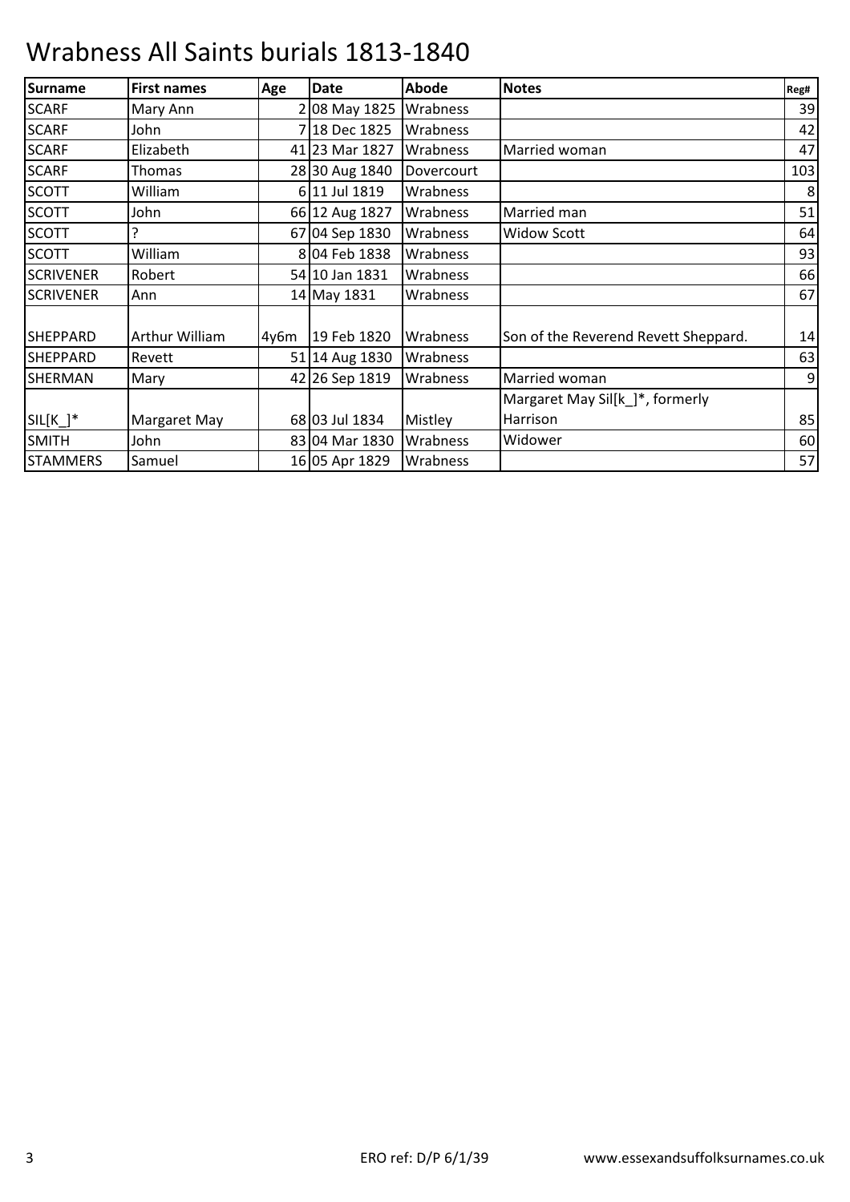# Wrabness All Saints burials 1813-1840

| Surname | First names | Age | Date | Abode | Notes | Reg# |
|---|---|---|---|---|---|---|
| SCARF | Mary Ann | 2 | 08 May 1825 | Wrabness | | 39 |
| SCARF | John | 7 | 18 Dec 1825 | Wrabness | | 42 |
| SCARF | Elizabeth | 41 | 23 Mar 1827 | Wrabness | Married woman | 47 |
| SCARF | Thomas | 28 | 30 Aug 1840 | Dovercourt | | 103 |
| SCOTT | William | 6 | 11 Jul 1819 | Wrabness | | 8 |
| SCOTT | John | 66 | 12 Aug 1827 | Wrabness | Married man | 51 |
| SCOTT | ? | 67 | 04 Sep 1830 | Wrabness | Widow Scott | 64 |
| SCOTT | William | 8 | 04 Feb 1838 | Wrabness | | 93 |
| SCRIVENER | Robert | 54 | 10 Jan 1831 | Wrabness | | 66 |
| SCRIVENER | Ann | 14 | May 1831 | Wrabness | | 67 |
| SHEPPARD | Arthur William | 4y6m | 19 Feb 1820 | Wrabness | Son of the Reverend Revett Sheppard. | 14 |
| SHEPPARD | Revett | 51 | 14 Aug 1830 | Wrabness | | 63 |
| SHERMAN | Mary | 42 | 26 Sep 1819 | Wrabness | Married woman | 9 |
| SIL[K_]* | Margaret May | 68 | 03 Jul 1834 | Mistley | Margaret May Sil[k_]*, formerly Harrison | 85 |
| SMITH | John | 83 | 04 Mar 1830 | Wrabness | Widower | 60 |
| STAMMERS | Samuel | 16 | 05 Apr 1829 | Wrabness | | 57 |

ERO ref: D/P 6/1/39

www.essexandsuffolksurnames.co.uk